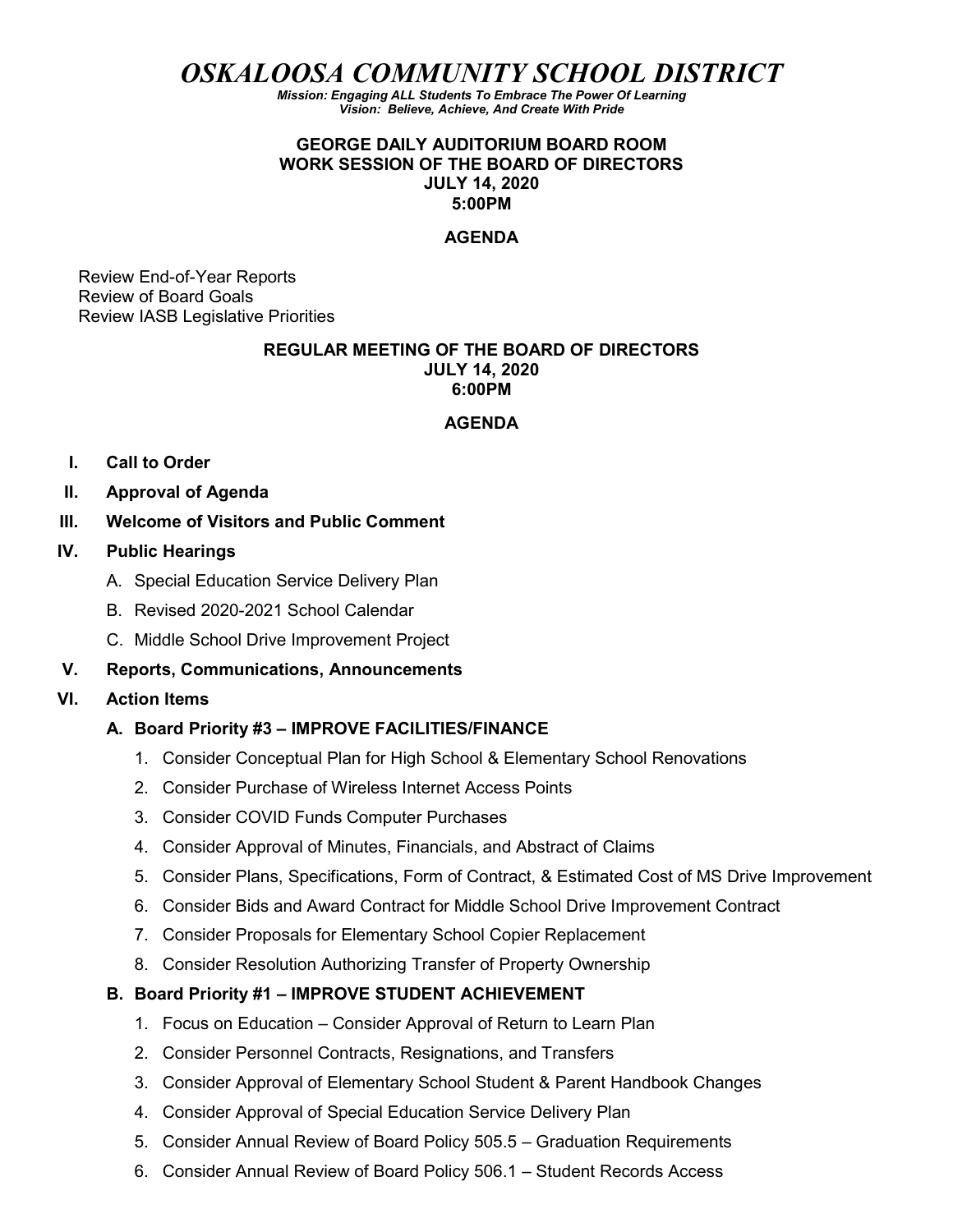# *OSKALOOSA COMMUNITY SCHOOL DISTRICT*

***Mission: Engaging ALL Students To Embrace The Power Of Learning***
***Vision: Believe, Achieve, And Create With Pride***

**GEORGE DAILY AUDITORIUM BOARD ROOM**
**WORK SESSION OF THE BOARD OF DIRECTORS**
**JULY 14, 2020**
**5:00PM**

## AGENDA

Review End-of-Year Reports
Review of Board Goals
Review IASB Legislative Priorities

**REGULAR MEETING OF THE BOARD OF DIRECTORS**
**JULY 14, 2020**
**6:00PM**

## AGENDA

- **I. Call to Order**
- **II. Approval of Agenda**
- **III. Welcome of Visitors and Public Comment**
- **IV. Public Hearings**
  - A. Special Education Service Delivery Plan
  - B. Revised 2020-2021 School Calendar
  - C. Middle School Drive Improvement Project
- **V. Reports, Communications, Announcements**
- **VI. Action Items**
  - **A. Board Priority #3 – IMPROVE FACILITIES/FINANCE**
    1. Consider Conceptual Plan for High School & Elementary School Renovations
    2. Consider Purchase of Wireless Internet Access Points
    3. Consider COVID Funds Computer Purchases
    4. Consider Approval of Minutes, Financials, and Abstract of Claims
    5. Consider Plans, Specifications, Form of Contract, & Estimated Cost of MS Drive Improvement
    6. Consider Bids and Award Contract for Middle School Drive Improvement Contract
    7. Consider Proposals for Elementary School Copier Replacement
    8. Consider Resolution Authorizing Transfer of Property Ownership
  - **B. Board Priority #1 – IMPROVE STUDENT ACHIEVEMENT**
    1. Focus on Education – Consider Approval of Return to Learn Plan
    2. Consider Personnel Contracts, Resignations, and Transfers
    3. Consider Approval of Elementary School Student & Parent Handbook Changes
    4. Consider Approval of Special Education Service Delivery Plan
    5. Consider Annual Review of Board Policy 505.5 – Graduation Requirements
    6. Consider Annual Review of Board Policy 506.1 – Student Records Access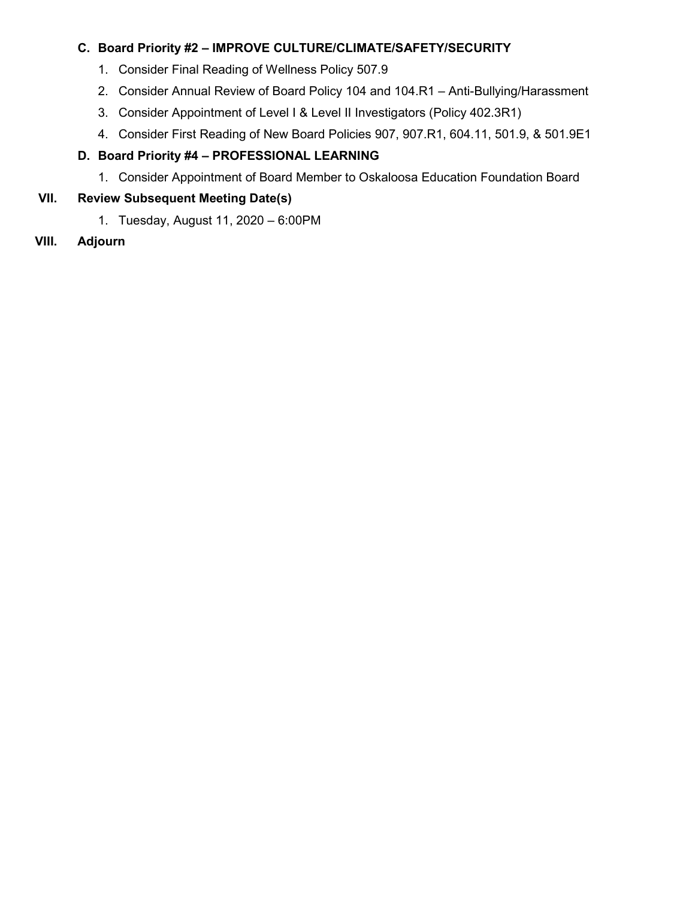**C. Board Priority #2 – IMPROVE CULTURE/CLIMATE/SAFETY/SECURITY**

1. Consider Final Reading of Wellness Policy 507.9
2. Consider Annual Review of Board Policy 104 and 104.R1 – Anti-Bullying/Harassment
3. Consider Appointment of Level I & Level II Investigators (Policy 402.3R1)
4. Consider First Reading of New Board Policies 907, 907.R1, 604.11, 501.9, & 501.9E1

**D. Board Priority #4 – PROFESSIONAL LEARNING**

1. Consider Appointment of Board Member to Oskaloosa Education Foundation Board

**VII. Review Subsequent Meeting Date(s)**

1. Tuesday, August 11, 2020 – 6:00PM

**VIII. Adjourn**